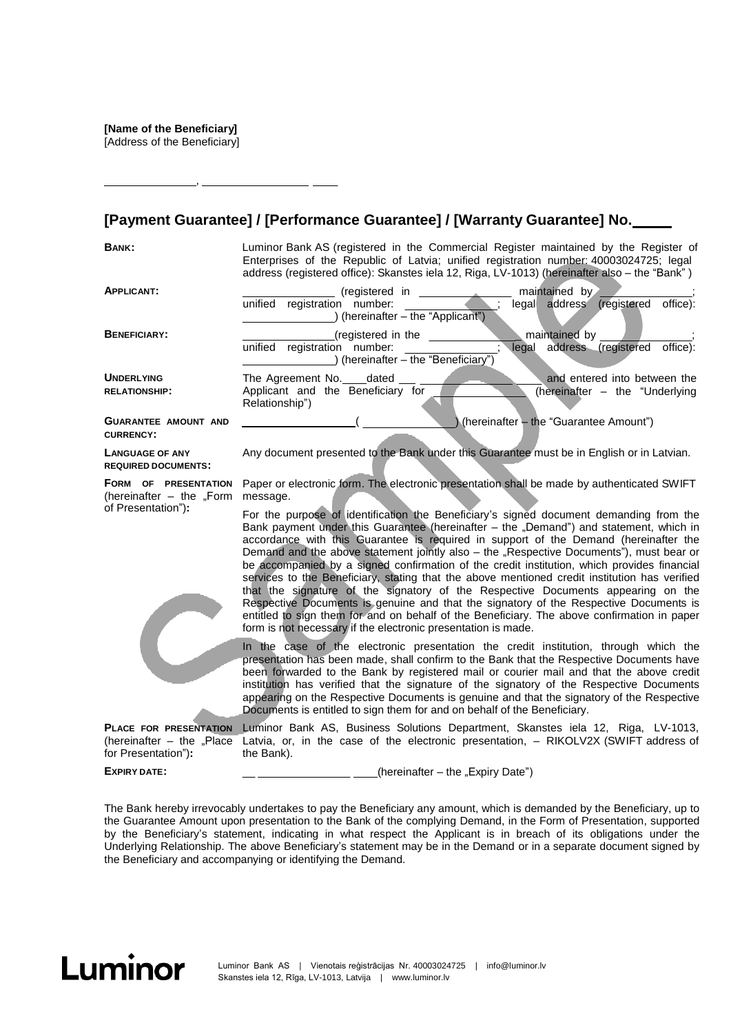**[Name of the Beneficiary]**
[Address of the Beneficiary]

_____________, _______________ ____

## [Payment Guarantee] / [Performance Guarantee] / [Warranty Guarantee] No.\_\_\_\_\_

| | |
|---|---|
| **BANK:** | Luminor Bank AS (registered in the Commercial Register maintained by the Register of Enterprises of the Republic of Latvia; unified registration number: 40003024725; legal address (registered office): Skanstes iela 12, Riga, LV-1013) (hereinafter also – the "Bank" ) |
| **APPLICANT:** | _____________ (registered in _____________ maintained by _____________; unified registration number: _____________; legal address (registered office): _____________) (hereinafter – the "Applicant") |
| **BENEFICIARY:** | _____________(registered in the _____________ maintained by _____________; unified registration number: _____________; legal address (registered office): _____________) (hereinafter – the "Beneficiary") |
| **UNDERLYING RELATIONSHIP:** | The Agreement No.\_\_\_\_dated \_\_\_ _____________ and entered into between the Applicant and the Beneficiary for _____________ (hereinafter – the "Underlying Relationship") |
| **GUARANTEE AMOUNT AND CURRENCY:** | _____________ ( _____________ ) (hereinafter – the "Guarantee Amount") |
| **LANGUAGE OF ANY REQUIRED DOCUMENTS:** | Any document presented to the Bank under this Guarantee must be in English or in Latvian. |
| **FORM OF PRESENTATION** (hereinafter – the „Form of Presentation")**:** | Paper or electronic form. The electronic presentation shall be made by authenticated SWIFT message.<br><br>For the purpose of identification the Beneficiary's signed document demanding from the Bank payment under this Guarantee (hereinafter – the „Demand") and statement, which in accordance with this Guarantee is required in support of the Demand (hereinafter the Demand and the above statement jointly also – the „Respective Documents"), must bear or be accompanied by a signed confirmation of the credit institution, which provides financial services to the Beneficiary, stating that the above mentioned credit institution has verified that the signature of the signatory of the Respective Documents appearing on the Respective Documents is genuine and that the signatory of the Respective Documents is entitled to sign them for and on behalf of the Beneficiary. The above confirmation in paper form is not necessary if the electronic presentation is made.<br><br>In the case of the electronic presentation the credit institution, through which the presentation has been made, shall confirm to the Bank that the Respective Documents have been forwarded to the Bank by registered mail or courier mail and that the above credit institution has verified that the signature of the signatory of the Respective Documents appearing on the Respective Documents is genuine and that the signatory of the Respective Documents is entitled to sign them for and on behalf of the Beneficiary. |
| **PLACE FOR PRESENTATION** (hereinafter – the „Place for Presentation")**:** | Luminor Bank AS, Business Solutions Department, Skanstes iela 12, Riga, LV-1013, Latvia, or, in the case of the electronic presentation, – RIKOLV2X (SWIFT address of the Bank). |
| **EXPIRY DATE:** | \_\_ _____________ \_\_\_\_(hereinafter – the „Expiry Date") |

The Bank hereby irrevocably undertakes to pay the Beneficiary any amount, which is demanded by the Beneficiary, up to the Guarantee Amount upon presentation to the Bank of the complying Demand, in the Form of Presentation, supported by the Beneficiary's statement, indicating in what respect the Applicant is in breach of its obligations under the Underlying Relationship. The above Beneficiary's statement may be in the Demand or in a separate document signed by the Beneficiary and accompanying or identifying the Demand.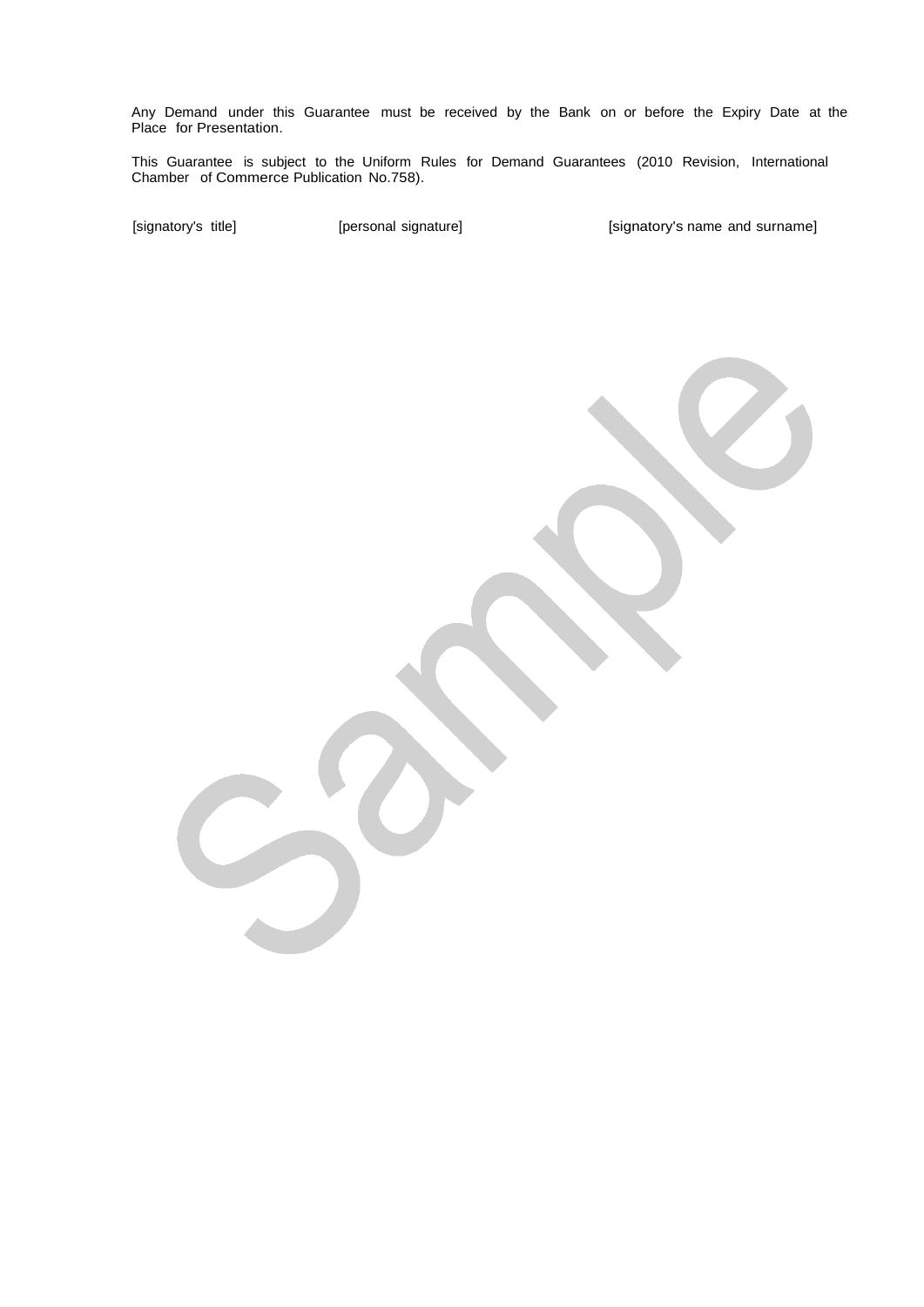Any Demand under this Guarantee must be received by the Bank on or before the Expiry Date at the Place for Presentation.

This Guarantee is subject to the Uniform Rules for Demand Guarantees (2010 Revision, International Chamber of Commerce Publication No.758).

[signatory's title] [personal signature] [signatory's name and surname]

Sample